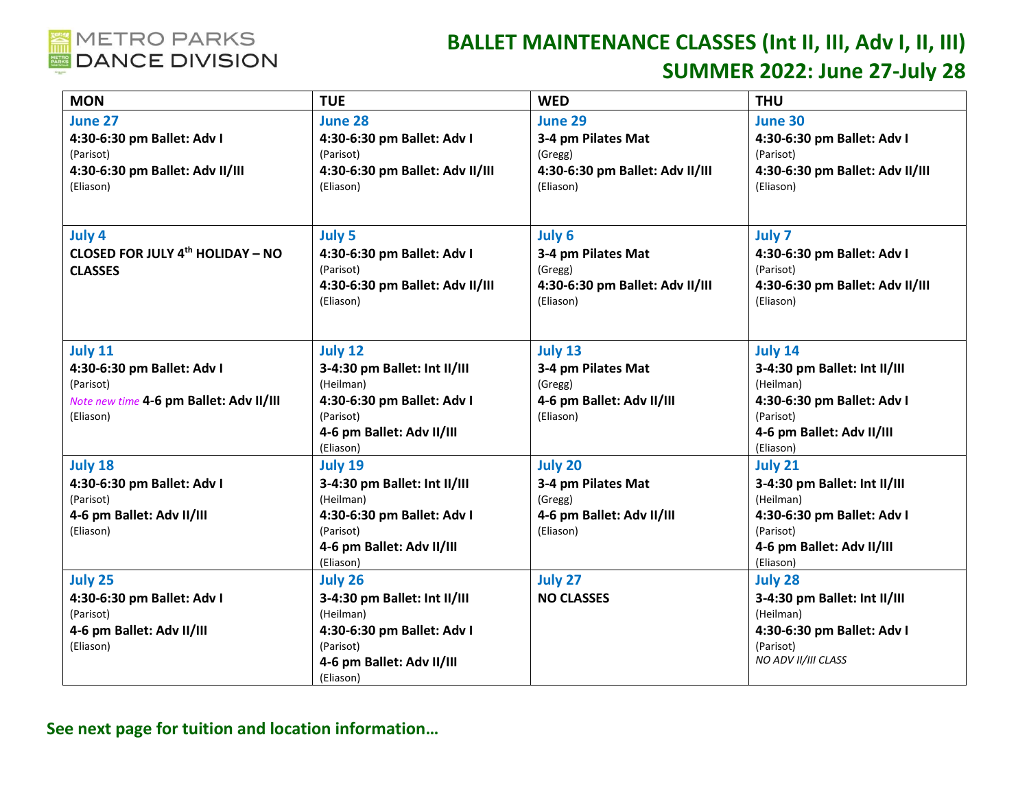METRO PARKS DANCE DIVISION

# BALLET MAINTENANCE CLASSES (Int II, III, Adv I, II, III)
## SUMMER 2022: June 27-July 28

| MON | TUE | WED | THU |
|---|---|---|---|
| **June 27**<br>**4:30-6:30 pm Ballet: Adv I**<br>(Parisot)<br>**4:30-6:30 pm Ballet: Adv II/III**<br>(Eliason) | **June 28**<br>**4:30-6:30 pm Ballet: Adv I**<br>(Parisot)<br>**4:30-6:30 pm Ballet: Adv II/III**<br>(Eliason) | **June 29**<br>**3-4 pm Pilates Mat**<br>(Gregg)<br>**4:30-6:30 pm Ballet: Adv II/III**<br>(Eliason) | **June 30**<br>**4:30-6:30 pm Ballet: Adv I**<br>(Parisot)<br>**4:30-6:30 pm Ballet: Adv II/III**<br>(Eliason) |
| **July 4**<br>**CLOSED FOR JULY 4th HOLIDAY – NO CLASSES** | **July 5**<br>**4:30-6:30 pm Ballet: Adv I**<br>(Parisot)<br>**4:30-6:30 pm Ballet: Adv II/III**<br>(Eliason) | **July 6**<br>**3-4 pm Pilates Mat**<br>(Gregg)<br>**4:30-6:30 pm Ballet: Adv II/III**<br>(Eliason) | **July 7**<br>**4:30-6:30 pm Ballet: Adv I**<br>(Parisot)<br>**4:30-6:30 pm Ballet: Adv II/III**<br>(Eliason) |
| **July 11**<br>**4:30-6:30 pm Ballet: Adv I**<br>(Parisot)<br>*Note new time* **4-6 pm Ballet: Adv II/III**<br>(Eliason) | **July 12**<br>**3-4:30 pm Ballet: Int II/III**<br>(Heilman)<br>**4:30-6:30 pm Ballet: Adv I**<br>(Parisot)<br>**4-6 pm Ballet: Adv II/III**<br>(Eliason) | **July 13**<br>**3-4 pm Pilates Mat**<br>(Gregg)<br>**4-6 pm Ballet: Adv II/III**<br>(Eliason) | **July 14**<br>**3-4:30 pm Ballet: Int II/III**<br>(Heilman)<br>**4:30-6:30 pm Ballet: Adv I**<br>(Parisot)<br>**4-6 pm Ballet: Adv II/III**<br>(Eliason) |
| **July 18**<br>**4:30-6:30 pm Ballet: Adv I**<br>(Parisot)<br>**4-6 pm Ballet: Adv II/III**<br>(Eliason) | **July 19**<br>**3-4:30 pm Ballet: Int II/III**<br>(Heilman)<br>**4:30-6:30 pm Ballet: Adv I**<br>(Parisot)<br>**4-6 pm Ballet: Adv II/III**<br>(Eliason) | **July 20**<br>**3-4 pm Pilates Mat**<br>(Gregg)<br>**4-6 pm Ballet: Adv II/III**<br>(Eliason) | **July 21**<br>**3-4:30 pm Ballet: Int II/III**<br>(Heilman)<br>**4:30-6:30 pm Ballet: Adv I**<br>(Parisot)<br>**4-6 pm Ballet: Adv II/III**<br>(Eliason) |
| **July 25**<br>**4:30-6:30 pm Ballet: Adv I**<br>(Parisot)<br>**4-6 pm Ballet: Adv II/III**<br>(Eliason) | **July 26**<br>**3-4:30 pm Ballet: Int II/III**<br>(Heilman)<br>**4:30-6:30 pm Ballet: Adv I**<br>(Parisot)<br>**4-6 pm Ballet: Adv II/III**<br>(Eliason) | **July 27**<br>**NO CLASSES** | **July 28**<br>**3-4:30 pm Ballet: Int II/III**<br>(Heilman)<br>**4:30-6:30 pm Ballet: Adv I**<br>(Parisot)<br>*NO ADV II/III CLASS* |

**See next page for tuition and location information…**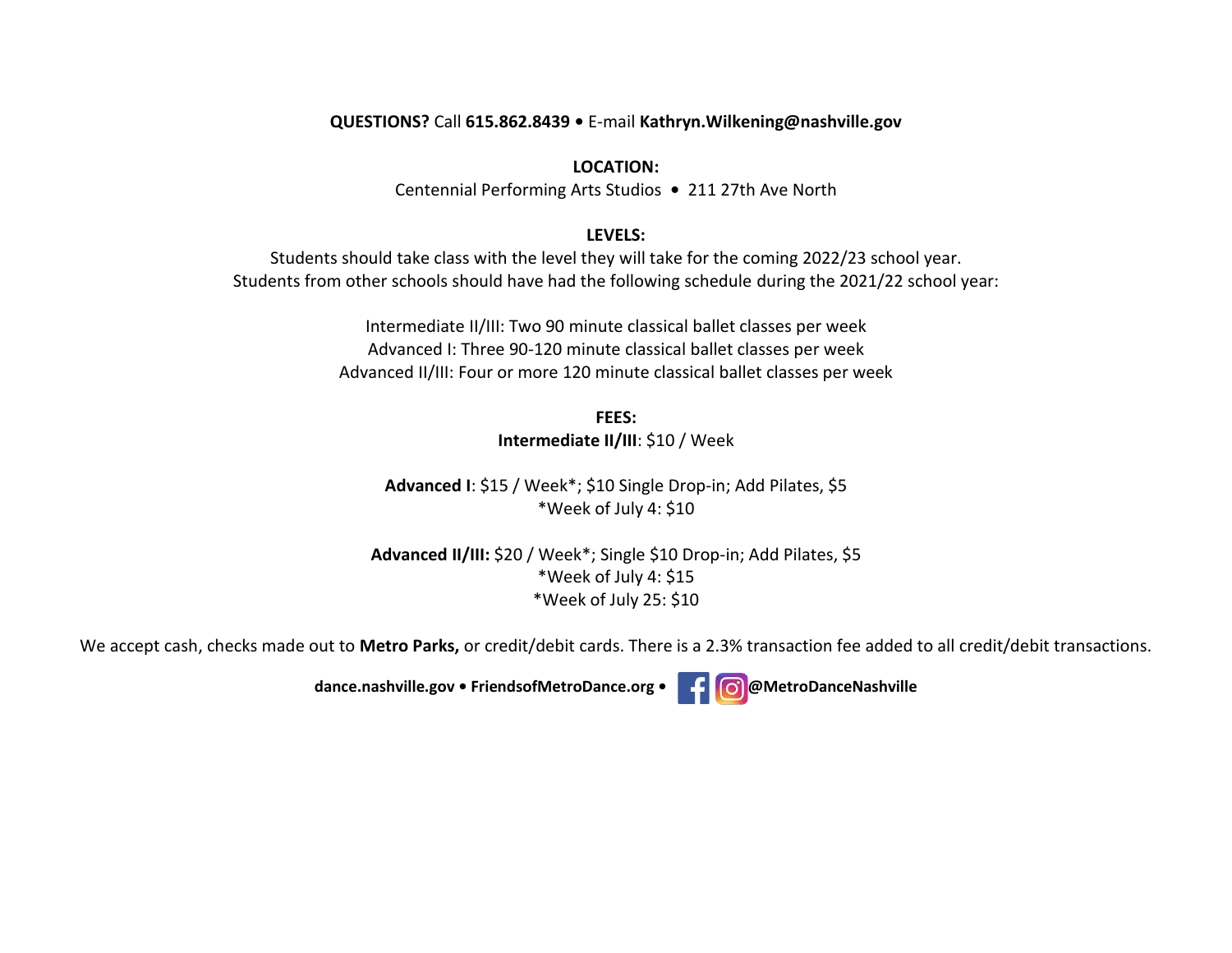**QUESTIONS?** Call **615.862.8439** • E-mail **Kathryn.Wilkening@nashville.gov**

**LOCATION:**

Centennial Performing Arts Studios • 211 27th Ave North

**LEVELS:**

Students should take class with the level they will take for the coming 2022/23 school year.
Students from other schools should have had the following schedule during the 2021/22 school year:

Intermediate II/III: Two 90 minute classical ballet classes per week
Advanced I: Three 90-120 minute classical ballet classes per week
Advanced II/III: Four or more 120 minute classical ballet classes per week

**FEES:**

**Intermediate II/III**: $10 / Week

**Advanced I**: $15 / Week*; $10 Single Drop-in; Add Pilates, $5
*Week of July 4: $10

**Advanced II/III:** $20 / Week*; Single $10 Drop-in; Add Pilates, $5
*Week of July 4: $15
*Week of July 25: $10

We accept cash, checks made out to **Metro Parks,** or credit/debit cards. There is a 2.3% transaction fee added to all credit/debit transactions.

**dance.nashville.gov • FriendsofMetroDance.org • @MetroDanceNashville**